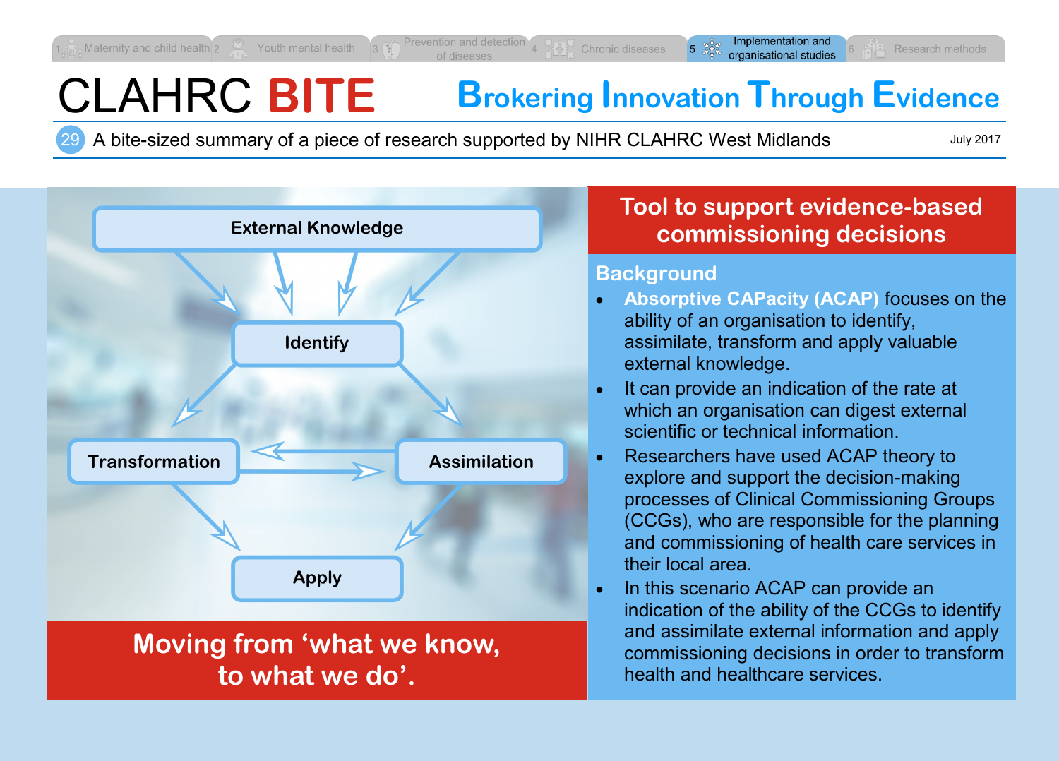1 Maternity and child health | 2 Youth mental health | 3 Prevention and detection of diseases | 4 Chronic diseases | 5 Implementation and organisational studies | 6 Research methods

# CLAHRC BITE

**Brokering Innovation Through Evidence**

29 A bite-sized summary of a piece of research supported by NIHR CLAHRC West Midlands

July 2017

External Knowledge

Identify

Transformation

Assimilation

Apply

**Moving from 'what we know, to what we do'.**

## Tool to support evidence-based commissioning decisions

### Background

- **Absorptive CAPacity (ACAP)** focuses on the ability of an organisation to identify, assimilate, transform and apply valuable external knowledge.
- It can provide an indication of the rate at which an organisation can digest external scientific or technical information.
- Researchers have used ACAP theory to explore and support the decision-making processes of Clinical Commissioning Groups (CCGs), who are responsible for the planning and commissioning of health care services in their local area.
- In this scenario ACAP can provide an indication of the ability of the CCGs to identify and assimilate external information and apply commissioning decisions in order to transform health and healthcare services.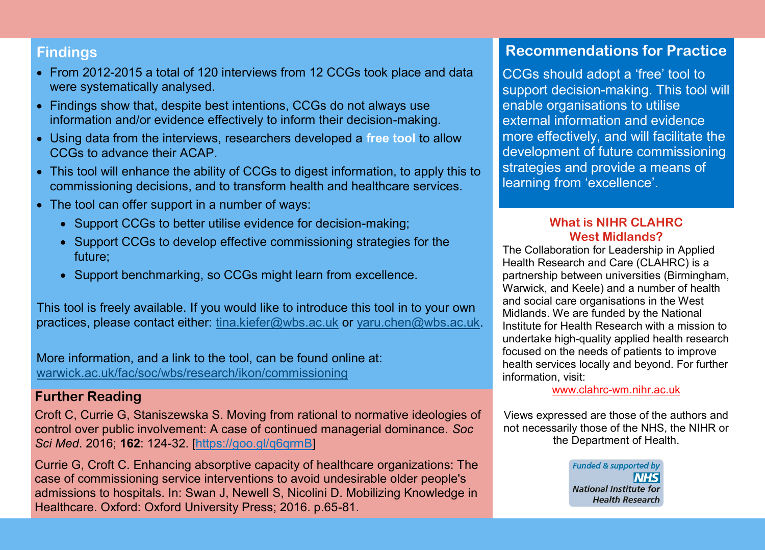## Findings

- From 2012-2015 a total of 120 interviews from 12 CCGs took place and data were systematically analysed.
- Findings show that, despite best intentions, CCGs do not always use information and/or evidence effectively to inform their decision-making.
- Using data from the interviews, researchers developed a **free tool** to allow CCGs to advance their ACAP.
- This tool will enhance the ability of CCGs to digest information, to apply this to commissioning decisions, and to transform health and healthcare services.
- The tool can offer support in a number of ways:
  - Support CCGs to better utilise evidence for decision-making;
  - Support CCGs to develop effective commissioning strategies for the future;
  - Support benchmarking, so CCGs might learn from excellence.

This tool is freely available. If you would like to introduce this tool in to your own practices, please contact either: tina.kiefer@wbs.ac.uk or yaru.chen@wbs.ac.uk.

More information, and a link to the tool, can be found online at: warwick.ac.uk/fac/soc/wbs/research/ikon/commissioning

## Further Reading

Croft C, Currie G, Staniszewska S. Moving from rational to normative ideologies of control over public involvement: A case of continued managerial dominance. *Soc Sci Med*. 2016; **162**: 124-32. [https://goo.gl/q6qrmB]

Currie G, Croft C. Enhancing absorptive capacity of healthcare organizations: The case of commissioning service interventions to avoid undesirable older people's admissions to hospitals. In: Swan J, Newell S, Nicolini D. Mobilizing Knowledge in Healthcare. Oxford: Oxford University Press; 2016. p.65-81.

## Recommendations for Practice

CCGs should adopt a 'free' tool to support decision-making. This tool will enable organisations to utilise external information and evidence more effectively, and will facilitate the development of future commissioning strategies and provide a means of learning from 'excellence'.

### What is NIHR CLAHRC West Midlands?

The Collaboration for Leadership in Applied Health Research and Care (CLAHRC) is a partnership between universities (Birmingham, Warwick, and Keele) and a number of health and social care organisations in the West Midlands. We are funded by the National Institute for Health Research with a mission to undertake high-quality applied health research focused on the needs of patients to improve health services locally and beyond. For further information, visit:

www.clahrc-wm.nihr.ac.uk

Views expressed are those of the authors and not necessarily those of the NHS, the NIHR or the Department of Health.

Funded & supported by NHS National Institute for Health Research